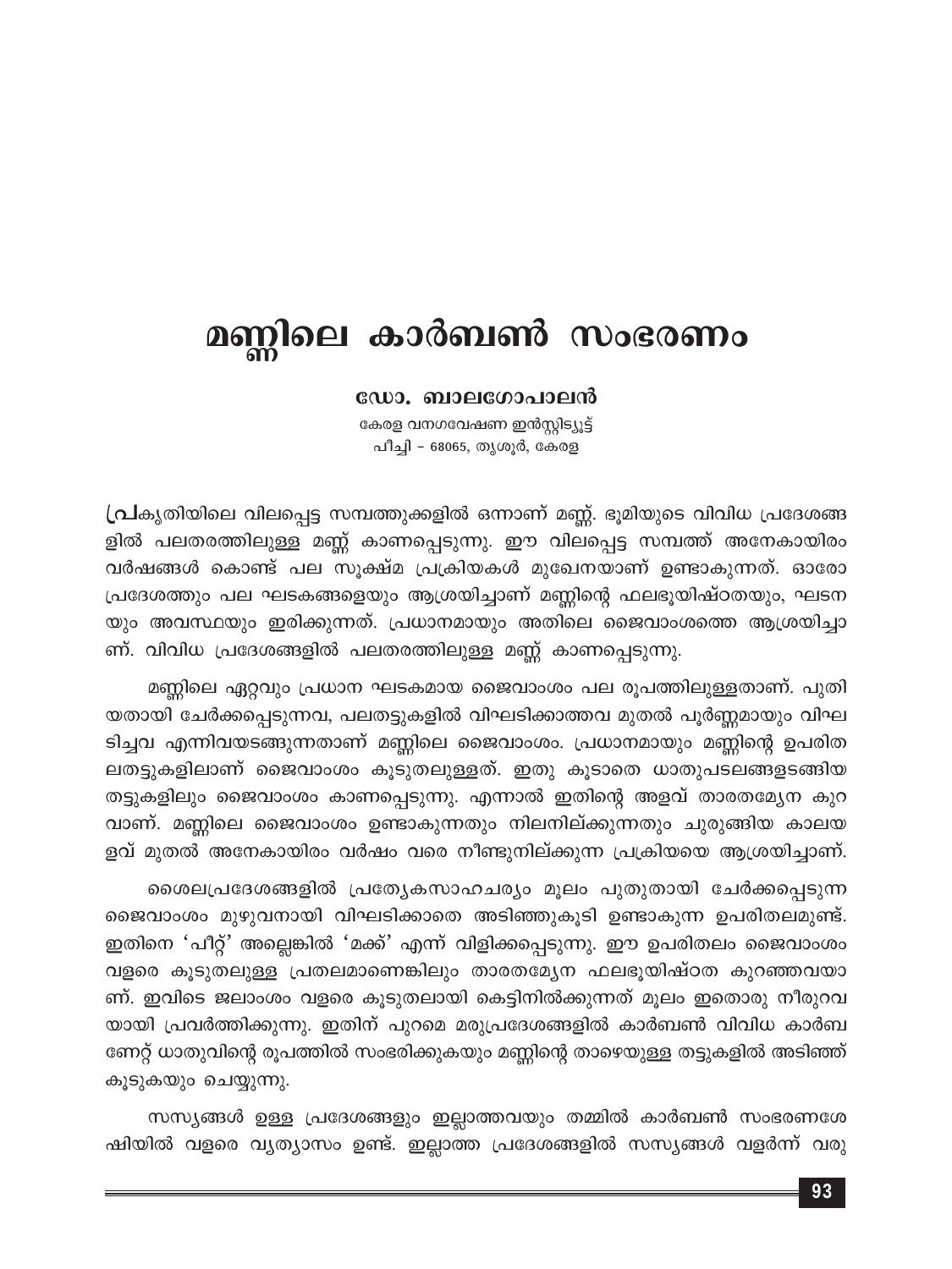# മണ്ണിലെ കാർബൺ സംഭരണം

**ഡോ. ബാലഗോപാലൻ**

കേരള വനഗവേഷണ ഇൻസ്റ്റിട്യൂട്ട്
പീച്ചി – 68065, തൃശൂർ, കേരള

പ്രകൃതിയിലെ വിലപ്പെട്ട സമ്പത്തുക്കളിൽ ഒന്നാണ് മണ്ണ്. ഭൂമിയുടെ വിവിധ പ്രദേശങ്ങളിൽ പലതരത്തിലുള്ള മണ്ണ് കാണപ്പെടുന്നു. ഈ വിലപ്പെട്ട സമ്പത്ത് അനേകായിരം വർഷങ്ങൾ കൊണ്ട് പല സൂക്ഷ്മ പ്രക്രിയകൾ മുഖേനയാണ് ഉണ്ടാകുന്നത്. ഓരോ പ്രദേശത്തും പല ഘടകങ്ങളെയും ആശ്രയിച്ചാണ് മണ്ണിന്റെ ഫലഭൂയിഷ്ഠതയും, ഘടനയും അവസ്ഥയും ഇരിക്കുന്നത്. പ്രധാനമായും അതിലെ ജൈവാംശത്തെ ആശ്രയിച്ചാണ്. വിവിധ പ്രദേശങ്ങളിൽ പലതരത്തിലുള്ള മണ്ണ് കാണപ്പെടുന്നു.

മണ്ണിലെ ഏറ്റവും പ്രധാന ഘടകമായ ജൈവാംശം പല രൂപത്തിലുള്ളതാണ്. പുതിയതായി ചേർക്കപ്പെടുന്നവ, പലതട്ടുകളിൽ വിഘടിക്കാത്തവ മുതൽ പൂർണ്ണമായും വിഘടിച്ചവ എന്നിവയടങ്ങുന്നതാണ് മണ്ണിലെ ജൈവാംശം. പ്രധാനമായും മണ്ണിന്റെ ഉപരിതലതട്ടുകളിലാണ് ജൈവാംശം കൂടുതലുള്ളത്. ഇതു കൂടാതെ ധാതുപടലങ്ങളടങ്ങിയ തട്ടുകളിലും ജൈവാംശം കാണപ്പെടുന്നു. എന്നാൽ ഇതിന്റെ അളവ് താരതമ്യേന കുറവാണ്. മണ്ണിലെ ജൈവാംശം ഉണ്ടാകുന്നതും നിലനില്ക്കുന്നതും ചുരുങ്ങിയ കാലയളവ് മുതൽ അനേകായിരം വർഷം വരെ നീണ്ടുനില്ക്കുന്ന പ്രക്രിയയെ ആശ്രയിച്ചാണ്.

ശൈലപ്രദേശങ്ങളിൽ പ്രത്യേകസാഹചര്യം മൂലം പുതുതായി ചേർക്കപ്പെടുന്ന ജൈവാംശം മുഴുവനായി വിഘടിക്കാതെ അടിഞ്ഞുകൂടി ഉണ്ടാകുന്ന ഉപരിതലമുണ്ട്. ഇതിനെ 'പീറ്റ്' അല്ലെങ്കിൽ 'മക്ക്' എന്ന് വിളിക്കപ്പെടുന്നു. ഈ ഉപരിതലം ജൈവാംശം വളരെ കൂടുതലുള്ള പ്രതലമാണെങ്കിലും താരതമ്യേന ഫലഭൂയിഷ്ഠത കുറഞ്ഞവയാണ്. ഇവിടെ ജലാംശം വളരെ കൂടുതലായി കെട്ടിനിൽക്കുന്നത് മൂലം ഇതൊരു നീരുറവയായി പ്രവർത്തിക്കുന്നു. ഇതിന് പുറമെ മരുപ്രദേശങ്ങളിൽ കാർബൺ വിവിധ കാർബണേറ്റ് ധാതുവിന്റെ രൂപത്തിൽ സംഭരിക്കുകയും മണ്ണിന്റെ താഴെയുള്ള തട്ടുകളിൽ അടിഞ്ഞ് കൂടുകയും ചെയ്യുന്നു.

സസ്യങ്ങൾ ഉള്ള പ്രദേശങ്ങളും ഇല്ലാത്തവയും തമ്മിൽ കാർബൺ സംഭരണശേഷിയിൽ വളരെ വ്യത്യാസം ഉണ്ട്. ഇല്ലാത്ത പ്രദേശങ്ങളിൽ സസ്യങ്ങൾ വളർന്ന് വരു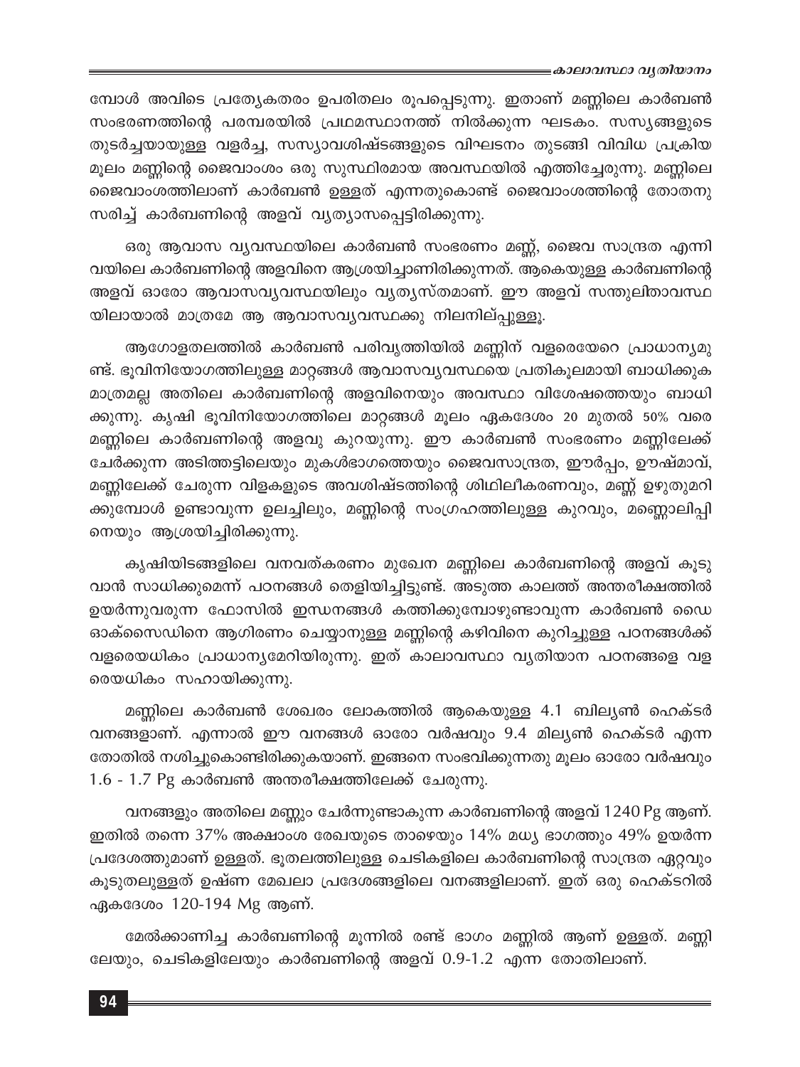മ്പോൾ അവിടെ പ്രത്യേകതരം ഉപരിതലം രൂപപ്പെടുന്നു. ഇതാണ് മണ്ണിലെ കാർബൺ സംഭരണത്തിന്റെ പരമ്പരയിൽ പ്രഥമസ്ഥാനത്ത് നിൽക്കുന്ന ഘടകം. സസ്യങ്ങളുടെ തുടർച്ചയായുള്ള വളർച്ച, സസ്യാവശിഷ്ടങ്ങളുടെ വിഘടനം തുടങ്ങി വിവിധ പ്രക്രിയ മൂലം മണ്ണിന്റെ ജൈവാംശം ഒരു സുസ്ഥിരമായ അവസ്ഥയിൽ എത്തിച്ചേരുന്നു. മണ്ണിലെ ജൈവാംശത്തിലാണ് കാർബൺ ഉള്ളത് എന്നതുകൊണ്ട് ജൈവാംശത്തിന്റെ തോതനുസരിച്ച് കാർബണിന്റെ അളവ് വ്യത്യാസപ്പെട്ടിരിക്കുന്നു.

ഒരു ആവാസ വ്യവസ്ഥയിലെ കാർബൺ സംഭരണം മണ്ണ്, ജൈവ സാന്ദ്രത എന്നിവയിലെ കാർബണിന്റെ അളവിനെ ആശ്രയിച്ചാണിരിക്കുന്നത്. ആകെയുള്ള കാർബണിന്റെ അളവ് ഓരോ ആവാസവ്യവസ്ഥയിലും വ്യത്യസ്തമാണ്. ഈ അളവ് സന്തുലിതാവസ്ഥയിലായാൽ മാത്രമേ ആ ആവാസവ്യവസ്ഥക്കു നിലനില്പ്പുള്ളൂ.

ആഗോളതലത്തിൽ കാർബൺ പരിവൃത്തിയിൽ മണ്ണിന് വളരെയേറെ പ്രാധാന്യമുണ്ട്. ഭൂവിനിയോഗത്തിലുള്ള മാറ്റങ്ങൾ ആവാസവ്യവസ്ഥയെ പ്രതികൂലമായി ബാധിക്കുക മാത്രമല്ല അതിലെ കാർബണിന്റെ അളവിനെയും അവസ്ഥാ വിശേഷത്തെയും ബാധിക്കുന്നു. കൃഷി ഭൂവിനിയോഗത്തിലെ മാറ്റങ്ങൾ മൂലം ഏകദേശം 20 മുതൽ 50% വരെ മണ്ണിലെ കാർബണിന്റെ അളവു കുറയുന്നു. ഈ കാർബൺ സംഭരണം മണ്ണിലേക്ക് ചേർക്കുന്ന അടിത്തട്ടിലെയും മുകൾഭാഗത്തെയും ജൈവസാന്ദ്രത, ഈർപ്പം, ഊഷ്മാവ്, മണ്ണിലേക്ക് ചേരുന്ന വിളകളുടെ അവശിഷ്ടത്തിന്റെ ശിഥിലീകരണവും, മണ്ണ് ഉഴുതുമറിക്കുമ്പോൾ ഉണ്ടാവുന്ന ഉലച്ചിലും, മണ്ണിന്റെ സംഗ്രഹത്തിലുള്ള കുറവും, മണ്ണൊലിപ്പിനെയും ആശ്രയിച്ചിരിക്കുന്നു.

കൃഷിയിടങ്ങളിലെ വനവത്കരണം മുഖേന മണ്ണിലെ കാർബണിന്റെ അളവ് കൂടുവാൻ സാധിക്കുമെന്ന് പഠനങ്ങൾ തെളിയിച്ചിട്ടുണ്ട്. അടുത്ത കാലത്ത് അന്തരീക്ഷത്തിൽ ഉയർന്നുവരുന്ന ഫോസിൽ ഇന്ധനങ്ങൾ കത്തിക്കുമ്പോഴുണ്ടാവുന്ന കാർബൺ ഡൈഓക്സൈഡിനെ ആഗിരണം ചെയ്യാനുള്ള മണ്ണിന്റെ കഴിവിനെ കുറിച്ചുള്ള പഠനങ്ങൾക്ക് വളരെയധികം പ്രാധാന്യമേറിയിരുന്നു. ഇത് കാലാവസ്ഥാ വ്യതിയാന പഠനങ്ങളെ വളരെയധികം സഹായിക്കുന്നു.

മണ്ണിലെ കാർബൺ ശേഖരം ലോകത്തിൽ ആകെയുള്ള 4.1 ബില്യൺ ഹെക്ടർ വനങ്ങളാണ്. എന്നാൽ ഈ വനങ്ങൾ ഓരോ വർഷവും 9.4 മില്യൺ ഹെക്ടർ എന്ന തോതിൽ നശിച്ചുകൊണ്ടിരിക്കുകയാണ്. ഇങ്ങനെ സംഭവിക്കുന്നതു മൂലം ഓരോ വർഷവും 1.6 - 1.7 Pg കാർബൺ അന്തരീക്ഷത്തിലേക്ക് ചേരുന്നു.

വനങ്ങളും അതിലെ മണ്ണും ചേർന്നുണ്ടാകുന്ന കാർബണിന്റെ അളവ് 1240 Pg ആണ്. ഇതിൽ തന്നെ 37% അക്ഷാംശ രേഖയുടെ താഴെയും 14% മധ്യ ഭാഗത്തും 49% ഉയർന്ന പ്രദേശത്തുമാണ് ഉള്ളത്. ഭൂതലത്തിലുള്ള ചെടികളിലെ കാർബണിന്റെ സാന്ദ്രത ഏറ്റവും കൂടുതലുള്ളത് ഉഷ്ണ മേഖലാ പ്രദേശങ്ങളിലെ വനങ്ങളിലാണ്. ഇത് ഒരു ഹെക്ടറിൽ ഏകദേശം 120-194 Mg ആണ്.

മേൽക്കാണിച്ച കാർബണിന്റെ മൂന്നിൽ രണ്ട് ഭാഗം മണ്ണിൽ ആണ് ഉള്ളത്. മണ്ണിലേയും, ചെടികളിലേയും കാർബണിന്റെ അളവ് 0.9-1.2 എന്ന തോതിലാണ്.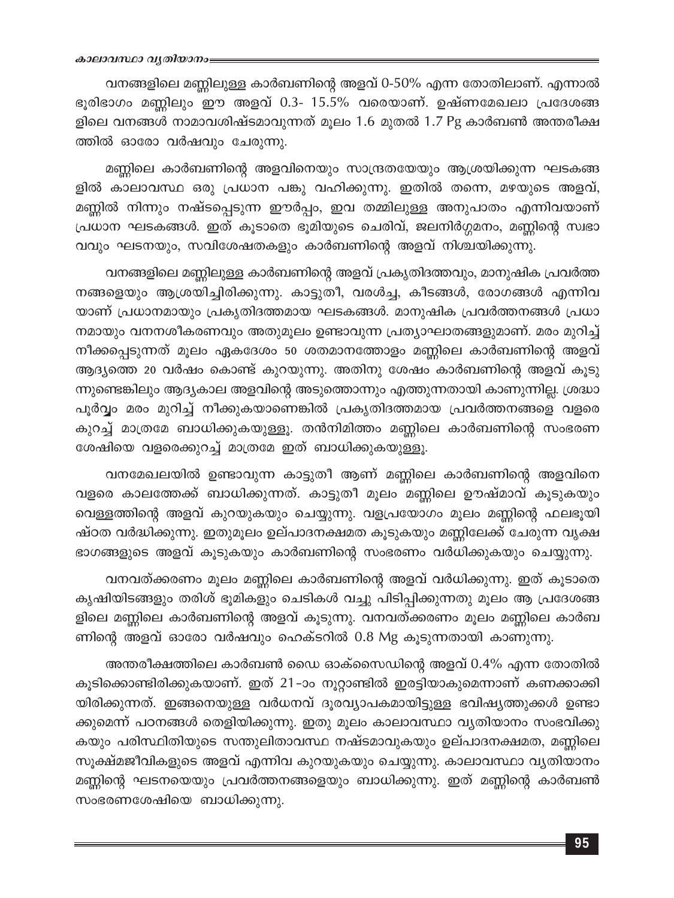വനങ്ങളിലെ മണ്ണിലുള്ള കാർബണിന്റെ അളവ് 0-50% എന്ന തോതിലാണ്. എന്നാൽ ഭൂരിഭാഗം മണ്ണിലും ഈ അളവ് 0.3- 15.5% വരെയാണ്. ഉഷ്ണമേഖലാ പ്രദേശങ്ങളിലെ വനങ്ങൾ നാമാവശിഷ്ടമാവുന്നത് മൂലം 1.6 മുതൽ 1.7 Pg കാർബൺ അന്തരീക്ഷത്തിൽ ഓരോ വർഷവും ചേരുന്നു.

മണ്ണിലെ കാർബണിന്റെ അളവിനെയും സാന്ദ്രതയേയും ആശ്രയിക്കുന്ന ഘടകങ്ങളിൽ കാലാവസ്ഥ ഒരു പ്രധാന പങ്കു വഹിക്കുന്നു. ഇതിൽ തന്നെ, മഴയുടെ അളവ്, മണ്ണിൽ നിന്നും നഷ്ടപ്പെടുന്ന ഈർപ്പം, ഇവ തമ്മിലുള്ള അനുപാതം എന്നിവയാണ് പ്രധാന ഘടകങ്ങൾ. ഇത് കൂടാതെ ഭൂമിയുടെ ചെരിവ്, ജലനിർഗ്ഗമനം, മണ്ണിന്റെ സ്വഭാവവും ഘടനയും, സവിശേഷതകളും കാർബണിന്റെ അളവ് നിശ്ചയിക്കുന്നു.

വനങ്ങളിലെ മണ്ണിലുള്ള കാർബണിന്റെ അളവ് പ്രകൃതിദത്തവും, മാനുഷിക പ്രവർത്തനങ്ങളെയും ആശ്രയിച്ചിരിക്കുന്നു. കാട്ടുതീ, വരൾച്ച, കീടങ്ങൾ, രോഗങ്ങൾ എന്നിവയാണ് പ്രധാനമായും പ്രകൃതിദത്തമായ ഘടകങ്ങൾ. മാനുഷിക പ്രവർത്തനങ്ങൾ പ്രധാനമായും വനനശീകരണവും അതുമൂലം ഉണ്ടാവുന്ന പ്രത്യാഘാതങ്ങളുമാണ്. മരം മുറിച്ച് നീക്കപ്പെടുന്നത് മൂലം ഏകദേശം 50 ശതമാനത്തോളം മണ്ണിലെ കാർബണിന്റെ അളവ് ആദ്യത്തെ 20 വർഷം കൊണ്ട് കുറയുന്നു. അതിനു ശേഷം കാർബണിന്റെ അളവ് കൂടുന്നുണ്ടെങ്കിലും ആദ്യകാല അളവിന്റെ അടുത്തൊന്നും എത്തുന്നതായി കാണുന്നില്ല. ശ്രദ്ധാപൂർവ്വം മരം മുറിച്ച് നീക്കുകയാണെങ്കിൽ പ്രകൃതിദത്തമായ പ്രവർത്തനങ്ങളെ വളരെ കുറച്ച് മാത്രമേ ബാധിക്കുകയുള്ളൂ. തൻനിമിത്തം മണ്ണിലെ കാർബണിന്റെ സംഭരണ ശേഷിയെ വളരെക്കുറച്ച് മാത്രമേ ഇത് ബാധിക്കുകയുള്ളൂ.

വനമേഖലയിൽ ഉണ്ടാവുന്ന കാട്ടുതീ ആണ് മണ്ണിലെ കാർബണിന്റെ അളവിനെ വളരെ കാലത്തേക്ക് ബാധിക്കുന്നത്. കാട്ടുതീ മൂലം മണ്ണിലെ ഊഷ്മാവ് കൂടുകയും വെള്ളത്തിന്റെ അളവ് കുറയുകയും ചെയ്യുന്നു. വളപ്രയോഗം മൂലം മണ്ണിന്റെ ഫലഭൂയിഷ്ഠത വർദ്ധിക്കുന്നു. ഇതുമൂലം ഉല്പാദനക്ഷമത കൂടുകയും മണ്ണിലേക്ക് ചേരുന്ന വൃക്ഷഭാഗങ്ങളുടെ അളവ് കൂടുകയും കാർബണിന്റെ സംഭരണം വർധിക്കുകയും ചെയ്യുന്നു.

വനവത്ക്കരണം മൂലം മണ്ണിലെ കാർബണിന്റെ അളവ് വർധിക്കുന്നു. ഇത് കൂടാതെ കൃഷിയിടങ്ങളും തരിശ് ഭൂമികളും ചെടികൾ വച്ചു പിടിപ്പിക്കുന്നതു മൂലം ആ പ്രദേശങ്ങളിലെ മണ്ണിലെ കാർബണിന്റെ അളവ് കൂടുന്നു. വനവത്ക്കരണം മൂലം മണ്ണിലെ കാർബണിന്റെ അളവ് ഓരോ വർഷവും ഹെക്ടറിൽ 0.8 Mg കൂടുന്നതായി കാണുന്നു.

അന്തരീക്ഷത്തിലെ കാർബൺ ഡൈ ഓക്സൈഡിന്റെ അളവ് 0.4% എന്ന തോതിൽ കൂടിക്കൊണ്ടിരിക്കുകയാണ്. ഇത് 21-ാം നൂറ്റാണ്ടിൽ ഇരട്ടിയാകുമെന്നാണ് കണക്കാക്കിയിരിക്കുന്നത്. ഇങ്ങനെയുള്ള വർധനവ് ദൂരവ്യാപകമായിട്ടുള്ള ഭവിഷ്യത്തുക്കൾ ഉണ്ടാക്കുമെന്ന് പഠനങ്ങൾ തെളിയിക്കുന്നു. ഇതു മൂലം കാലാവസ്ഥാ വ്യതിയാനം സംഭവിക്കുകയും പരിസ്ഥിതിയുടെ സന്തുലിതാവസ്ഥ നഷ്ടമാവുകയും ഉല്പാദനക്ഷമത, മണ്ണിലെ സൂക്ഷ്മജീവികളുടെ അളവ് എന്നിവ കുറയുകയും ചെയ്യുന്നു. കാലാവസ്ഥാ വ്യതിയാനം മണ്ണിന്റെ ഘടനയെയും പ്രവർത്തനങ്ങളെയും ബാധിക്കുന്നു. ഇത് മണ്ണിന്റെ കാർബൺ സംഭരണശേഷിയെ ബാധിക്കുന്നു.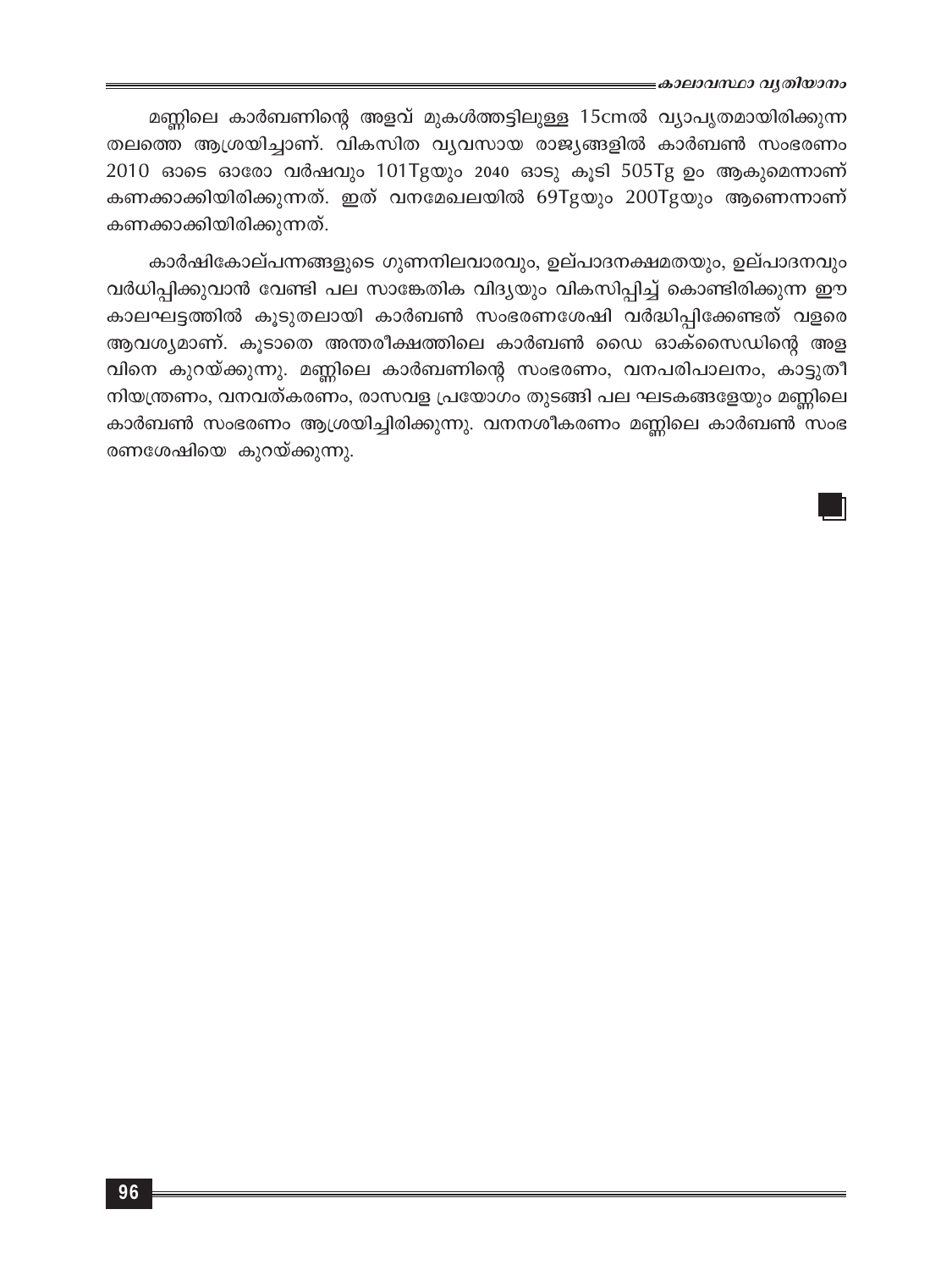മണ്ണിലെ കാർബണിന്റെ അളവ് മുകൾത്തട്ടിലുള്ള 15cmൽ വ്യാപൃതമായിരിക്കുന്ന തലത്തെ ആശ്രയിച്ചാണ്. വികസിത വ്യവസായ രാജ്യങ്ങളിൽ കാർബൺ സംഭരണം 2010 ഓടെ ഓരോ വർഷവും 101Tgയും 2040 ഓടു കൂടി 505Tg ഉം ആകുമെന്നാണ് കണക്കാക്കിയിരിക്കുന്നത്. ഇത് വനമേഖലയിൽ 69Tgയും 200Tgയും ആണെന്നാണ് കണക്കാക്കിയിരിക്കുന്നത്.

കാർഷികോല്പന്നങ്ങളുടെ ഗുണനിലവാരവും, ഉല്പാദനക്ഷമതയും, ഉല്പാദനവും വർധിപ്പിക്കുവാൻ വേണ്ടി പല സാങ്കേതിക വിദ്യയും വികസിപ്പിച്ച് കൊണ്ടിരിക്കുന്ന ഈ കാലഘട്ടത്തിൽ കൂടുതലായി കാർബൺ സംഭരണശേഷി വർദ്ധിപ്പിക്കേണ്ടത് വളരെ ആവശ്യമാണ്. കൂടാതെ അന്തരീക്ഷത്തിലെ കാർബൺ ഡൈ ഓക്സൈഡിന്റെ അളവിനെ കുറയ്ക്കുന്നു. മണ്ണിലെ കാർബണിന്റെ സംഭരണം, വനപരിപാലനം, കാട്ടുതീ നിയന്ത്രണം, വനവത്കരണം, രാസവള പ്രയോഗം തുടങ്ങി പല ഘടകങ്ങളേയും മണ്ണിലെ കാർബൺ സംഭരണം ആശ്രയിച്ചിരിക്കുന്നു. വനനശീകരണം മണ്ണിലെ കാർബൺ സംഭരണശേഷിയെ കുറയ്ക്കുന്നു.